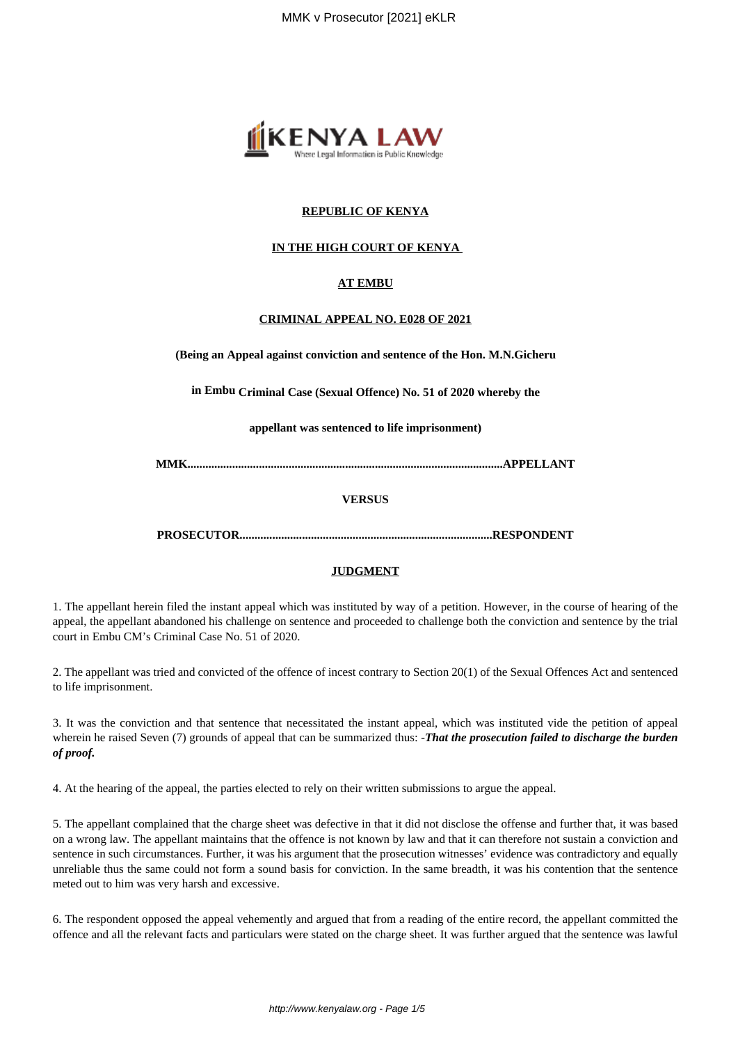**REPUBLIC OF KENYA**

**IN THE HIGH COURT OF KENYA**

**AT EMBU**

**CRIMINAL APPEAL NO. E028 OF 2021**

**(Being an Appeal against conviction and sentence of the Hon. M.N.Gicheru**

**in Embu Criminal Case (Sexual Offence) No. 51 of 2020 whereby the**

**appellant was sentenced to life imprisonment)**

**MMK..........................................................................................................APPELLANT**

**VERSUS**

**PROSECUTOR...................................................................................RESPONDENT**

**JUDGMENT**

1. The appellant herein filed the instant appeal which was instituted by way of a petition. However, in the course of hearing of the appeal, the appellant abandoned his challenge on sentence and proceeded to challenge both the conviction and sentence by the trial court in Embu CM's Criminal Case No. 51 of 2020.

2. The appellant was tried and convicted of the offence of incest contrary to Section 20(1) of the Sexual Offences Act and sentenced to life imprisonment.

3. It was the conviction and that sentence that necessitated the instant appeal, which was instituted vide the petition of appeal wherein he raised Seven (7) grounds of appeal that can be summarized thus: -***That the prosecution failed to discharge the burden of proof.***

4. At the hearing of the appeal, the parties elected to rely on their written submissions to argue the appeal.

5. The appellant complained that the charge sheet was defective in that it did not disclose the offense and further that, it was based on a wrong law. The appellant maintains that the offence is not known by law and that it can therefore not sustain a conviction and sentence in such circumstances. Further, it was his argument that the prosecution witnesses' evidence was contradictory and equally unreliable thus the same could not form a sound basis for conviction. In the same breadth, it was his contention that the sentence meted out to him was very harsh and excessive.

6. The respondent opposed the appeal vehemently and argued that from a reading of the entire record, the appellant committed the offence and all the relevant facts and particulars were stated on the charge sheet. It was further argued that the sentence was lawful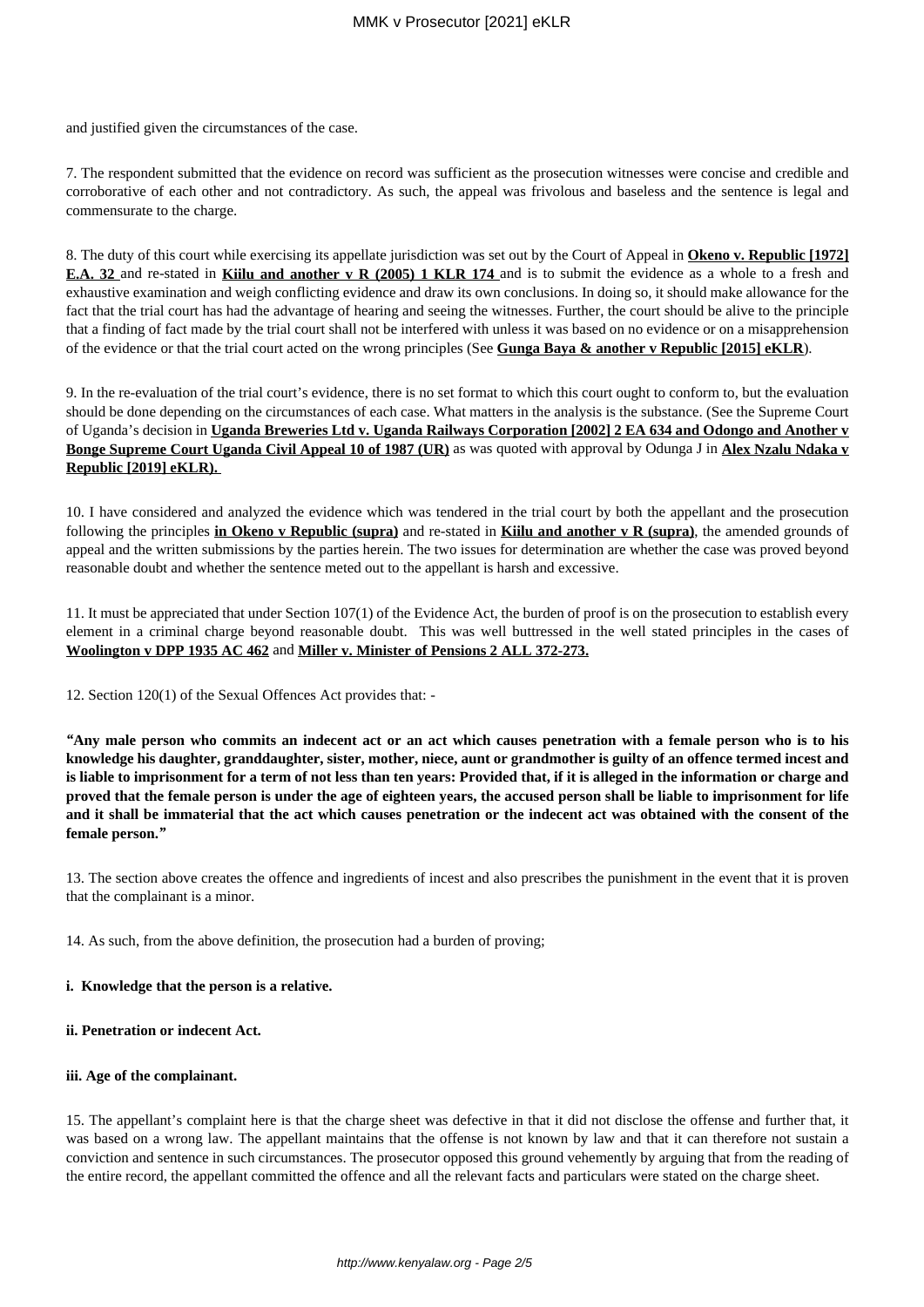and justified given the circumstances of the case.

7. The respondent submitted that the evidence on record was sufficient as the prosecution witnesses were concise and credible and corroborative of each other and not contradictory. As such, the appeal was frivolous and baseless and the sentence is legal and commensurate to the charge.

8. The duty of this court while exercising its appellate jurisdiction was set out by the Court of Appeal in **Okeno v. Republic [1972] E.A. 32** and re-stated in **Kiilu and another v R (2005) 1 KLR 174** and is to submit the evidence as a whole to a fresh and exhaustive examination and weigh conflicting evidence and draw its own conclusions. In doing so, it should make allowance for the fact that the trial court has had the advantage of hearing and seeing the witnesses. Further, the court should be alive to the principle that a finding of fact made by the trial court shall not be interfered with unless it was based on no evidence or on a misapprehension of the evidence or that the trial court acted on the wrong principles (See **Gunga Baya & another v Republic [2015] eKLR**).

9. In the re-evaluation of the trial court's evidence, there is no set format to which this court ought to conform to, but the evaluation should be done depending on the circumstances of each case. What matters in the analysis is the substance. (See the Supreme Court of Uganda's decision in **Uganda Breweries Ltd v. Uganda Railways Corporation [2002] 2 EA 634 and Odongo and Another v Bonge Supreme Court Uganda Civil Appeal 10 of 1987 (UR)** as was quoted with approval by Odunga J in **Alex Nzalu Ndaka v Republic [2019] eKLR).**

10. I have considered and analyzed the evidence which was tendered in the trial court by both the appellant and the prosecution following the principles **in Okeno v Republic (supra)** and re-stated in **Kiilu and another v R (supra)**, the amended grounds of appeal and the written submissions by the parties herein. The two issues for determination are whether the case was proved beyond reasonable doubt and whether the sentence meted out to the appellant is harsh and excessive.

11. It must be appreciated that under Section 107(1) of the Evidence Act, the burden of proof is on the prosecution to establish every element in a criminal charge beyond reasonable doubt. This was well buttressed in the well stated principles in the cases of **Woolington v DPP 1935 AC 462** and **Miller v. Minister of Pensions 2 ALL 372-273.**

12. Section 120(1) of the Sexual Offences Act provides that: -

**"Any male person who commits an indecent act or an act which causes penetration with a female person who is to his knowledge his daughter, granddaughter, sister, mother, niece, aunt or grandmother is guilty of an offence termed incest and is liable to imprisonment for a term of not less than ten years: Provided that, if it is alleged in the information or charge and proved that the female person is under the age of eighteen years, the accused person shall be liable to imprisonment for life and it shall be immaterial that the act which causes penetration or the indecent act was obtained with the consent of the female person."**

13. The section above creates the offence and ingredients of incest and also prescribes the punishment in the event that it is proven that the complainant is a minor.

14. As such, from the above definition, the prosecution had a burden of proving;

**i. Knowledge that the person is a relative.**

**ii. Penetration or indecent Act.**

**iii. Age of the complainant.**

15. The appellant's complaint here is that the charge sheet was defective in that it did not disclose the offense and further that, it was based on a wrong law. The appellant maintains that the offense is not known by law and that it can therefore not sustain a conviction and sentence in such circumstances. The prosecutor opposed this ground vehemently by arguing that from the reading of the entire record, the appellant committed the offence and all the relevant facts and particulars were stated on the charge sheet.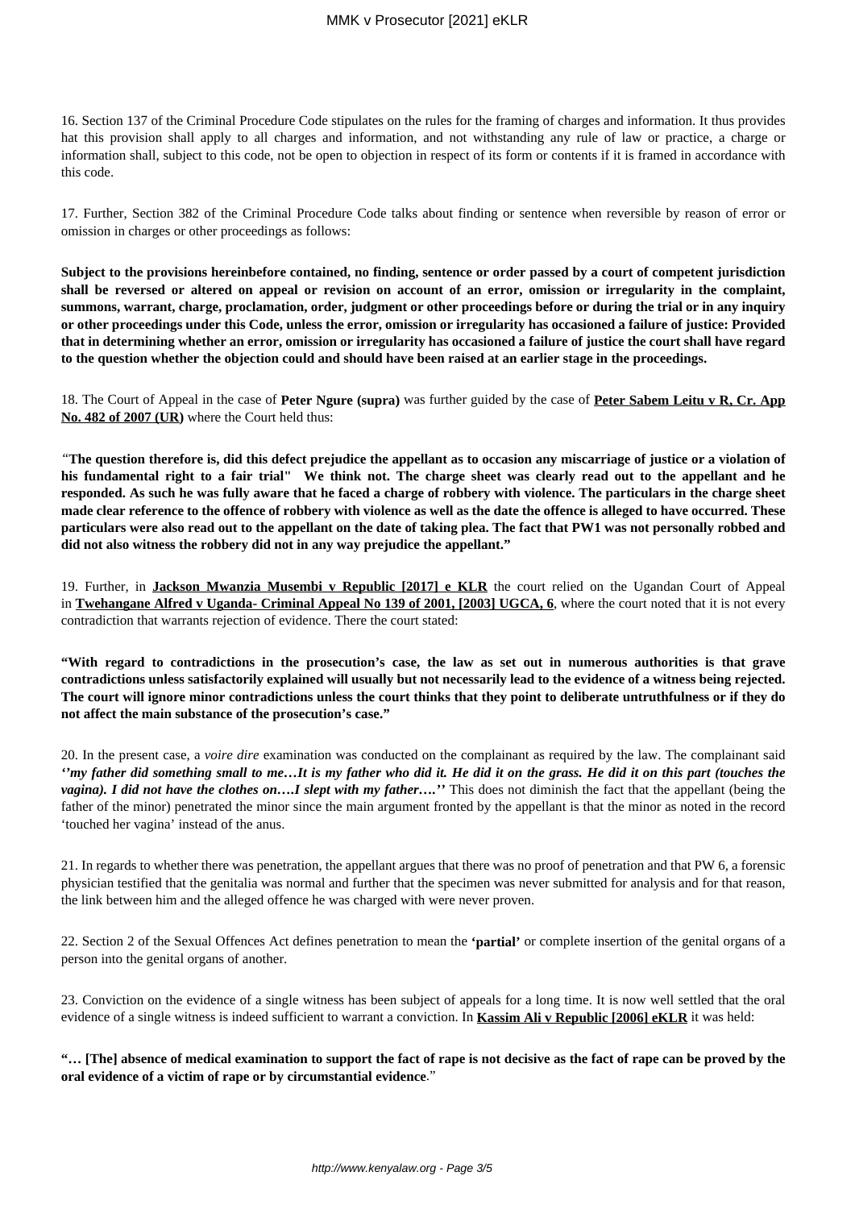16. Section 137 of the Criminal Procedure Code stipulates on the rules for the framing of charges and information. It thus provides hat this provision shall apply to all charges and information, and not withstanding any rule of law or practice, a charge or information shall, subject to this code, not be open to objection in respect of its form or contents if it is framed in accordance with this code.

17. Further, Section 382 of the Criminal Procedure Code talks about finding or sentence when reversible by reason of error or omission in charges or other proceedings as follows:

**Subject to the provisions hereinbefore contained, no finding, sentence or order passed by a court of competent jurisdiction shall be reversed or altered on appeal or revision on account of an error, omission or irregularity in the complaint, summons, warrant, charge, proclamation, order, judgment or other proceedings before or during the trial or in any inquiry or other proceedings under this Code, unless the error, omission or irregularity has occasioned a failure of justice: Provided that in determining whether an error, omission or irregularity has occasioned a failure of justice the court shall have regard to the question whether the objection could and should have been raised at an earlier stage in the proceedings.**

18. The Court of Appeal in the case of **Peter Ngure (supra)** was further guided by the case of **Peter Sabem Leitu v R, Cr. App No. 482 of 2007 (UR)** where the Court held thus:

*"***The question therefore is, did this defect prejudice the appellant as to occasion any miscarriage of justice or a violation of his fundamental right to a fair trial" We think not. The charge sheet was clearly read out to the appellant and he responded. As such he was fully aware that he faced a charge of robbery with violence. The particulars in the charge sheet made clear reference to the offence of robbery with violence as well as the date the offence is alleged to have occurred. These particulars were also read out to the appellant on the date of taking plea. The fact that PW1 was not personally robbed and did not also witness the robbery did not in any way prejudice the appellant."**

19. Further, in **Jackson Mwanzia Musembi v Republic [2017] e KLR** the court relied on the Ugandan Court of Appeal in **Twehangane Alfred v Uganda- Criminal Appeal No 139 of 2001, [2003] UGCA, 6**, where the court noted that it is not every contradiction that warrants rejection of evidence. There the court stated:

**"With regard to contradictions in the prosecution's case, the law as set out in numerous authorities is that grave contradictions unless satisfactorily explained will usually but not necessarily lead to the evidence of a witness being rejected. The court will ignore minor contradictions unless the court thinks that they point to deliberate untruthfulness or if they do not affect the main substance of the prosecution's case."**

20. In the present case, a *voire dire* examination was conducted on the complainant as required by the law. The complainant said ***''my father did something small to me…It is my father who did it. He did it on the grass. He did it on this part (touches the vagina). I did not have the clothes on….I slept with my father….''*** This does not diminish the fact that the appellant (being the father of the minor) penetrated the minor since the main argument fronted by the appellant is that the minor as noted in the record 'touched her vagina' instead of the anus.

21. In regards to whether there was penetration, the appellant argues that there was no proof of penetration and that PW 6, a forensic physician testified that the genitalia was normal and further that the specimen was never submitted for analysis and for that reason, the link between him and the alleged offence he was charged with were never proven.

22. Section 2 of the Sexual Offences Act defines penetration to mean the **'partial'** or complete insertion of the genital organs of a person into the genital organs of another.

23. Conviction on the evidence of a single witness has been subject of appeals for a long time. It is now well settled that the oral evidence of a single witness is indeed sufficient to warrant a conviction. In **Kassim Ali v Republic [2006] eKLR** it was held:

**"… [The] absence of medical examination to support the fact of rape is not decisive as the fact of rape can be proved by the oral evidence of a victim of rape or by circumstantial evidence**."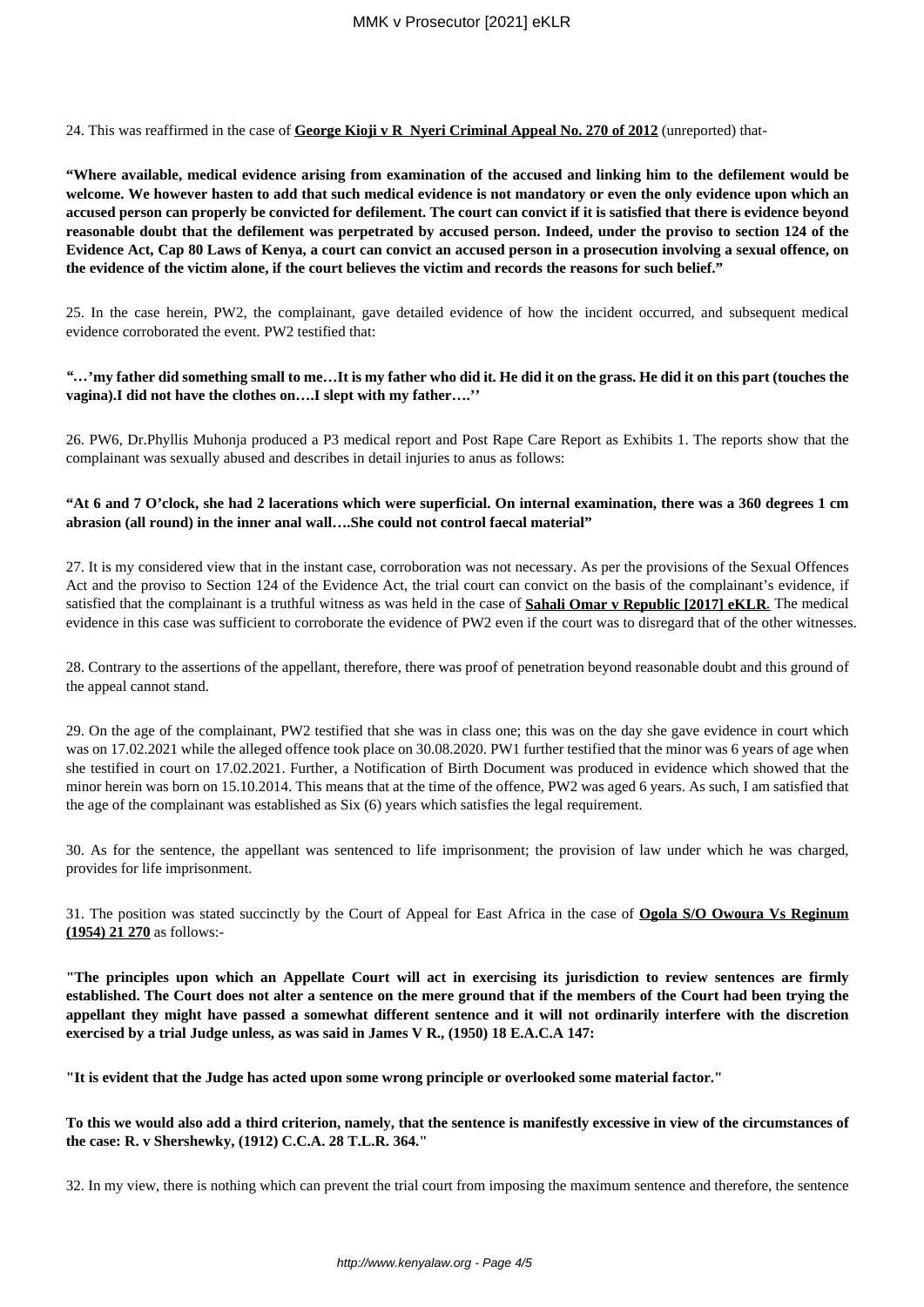24. This was reaffirmed in the case of **George Kioji v R Nyeri Criminal Appeal No. 270 of 2012** (unreported) that-

**"Where available, medical evidence arising from examination of the accused and linking him to the defilement would be welcome. We however hasten to add that such medical evidence is not mandatory or even the only evidence upon which an accused person can properly be convicted for defilement. The court can convict if it is satisfied that there is evidence beyond reasonable doubt that the defilement was perpetrated by accused person. Indeed, under the proviso to section 124 of the Evidence Act, Cap 80 Laws of Kenya, a court can convict an accused person in a prosecution involving a sexual offence, on the evidence of the victim alone, if the court believes the victim and records the reasons for such belief."**

25. In the case herein, PW2, the complainant, gave detailed evidence of how the incident occurred, and subsequent medical evidence corroborated the event. PW2 testified that:

***"…'my father did something small to me…It is my father who did it. He did it on the grass. He did it on this part (touches the vagina).I did not have the clothes on….I slept with my father….''***

26. PW6, Dr.Phyllis Muhonja produced a P3 medical report and Post Rape Care Report as Exhibits 1. The reports show that the complainant was sexually abused and describes in detail injuries to anus as follows:

**"At 6 and 7 O'clock, she had 2 lacerations which were superficial. On internal examination, there was a 360 degrees 1 cm abrasion (all round) in the inner anal wall….She could not control faecal material"**

27. It is my considered view that in the instant case, corroboration was not necessary. As per the provisions of the Sexual Offences Act and the proviso to Section 124 of the Evidence Act, the trial court can convict on the basis of the complainant's evidence, if satisfied that the complainant is a truthful witness as was held in the case of **Sahali Omar v Republic [2017] eKLR**. The medical evidence in this case was sufficient to corroborate the evidence of PW2 even if the court was to disregard that of the other witnesses.

28. Contrary to the assertions of the appellant, therefore, there was proof of penetration beyond reasonable doubt and this ground of the appeal cannot stand.

29. On the age of the complainant, PW2 testified that she was in class one; this was on the day she gave evidence in court which was on 17.02.2021 while the alleged offence took place on 30.08.2020. PW1 further testified that the minor was 6 years of age when she testified in court on 17.02.2021. Further, a Notification of Birth Document was produced in evidence which showed that the minor herein was born on 15.10.2014. This means that at the time of the offence, PW2 was aged 6 years. As such, I am satisfied that the age of the complainant was established as Six (6) years which satisfies the legal requirement.

30. As for the sentence, the appellant was sentenced to life imprisonment; the provision of law under which he was charged, provides for life imprisonment.

31. The position was stated succinctly by the Court of Appeal for East Africa in the case of **Ogola S/O Owoura Vs Reginum (1954) 21 270** as follows:-

**"The principles upon which an Appellate Court will act in exercising its jurisdiction to review sentences are firmly established. The Court does not alter a sentence on the mere ground that if the members of the Court had been trying the appellant they might have passed a somewhat different sentence and it will not ordinarily interfere with the discretion exercised by a trial Judge unless, as was said in James V R., (1950) 18 E.A.C.A 147:**

**"It is evident that the Judge has acted upon some wrong principle or overlooked some material factor."**

**To this we would also add a third criterion, namely, that the sentence is manifestly excessive in view of the circumstances of the case: R. v Shershewky, (1912) C.C.A. 28 T.L.R. 364."**

32. In my view, there is nothing which can prevent the trial court from imposing the maximum sentence and therefore, the sentence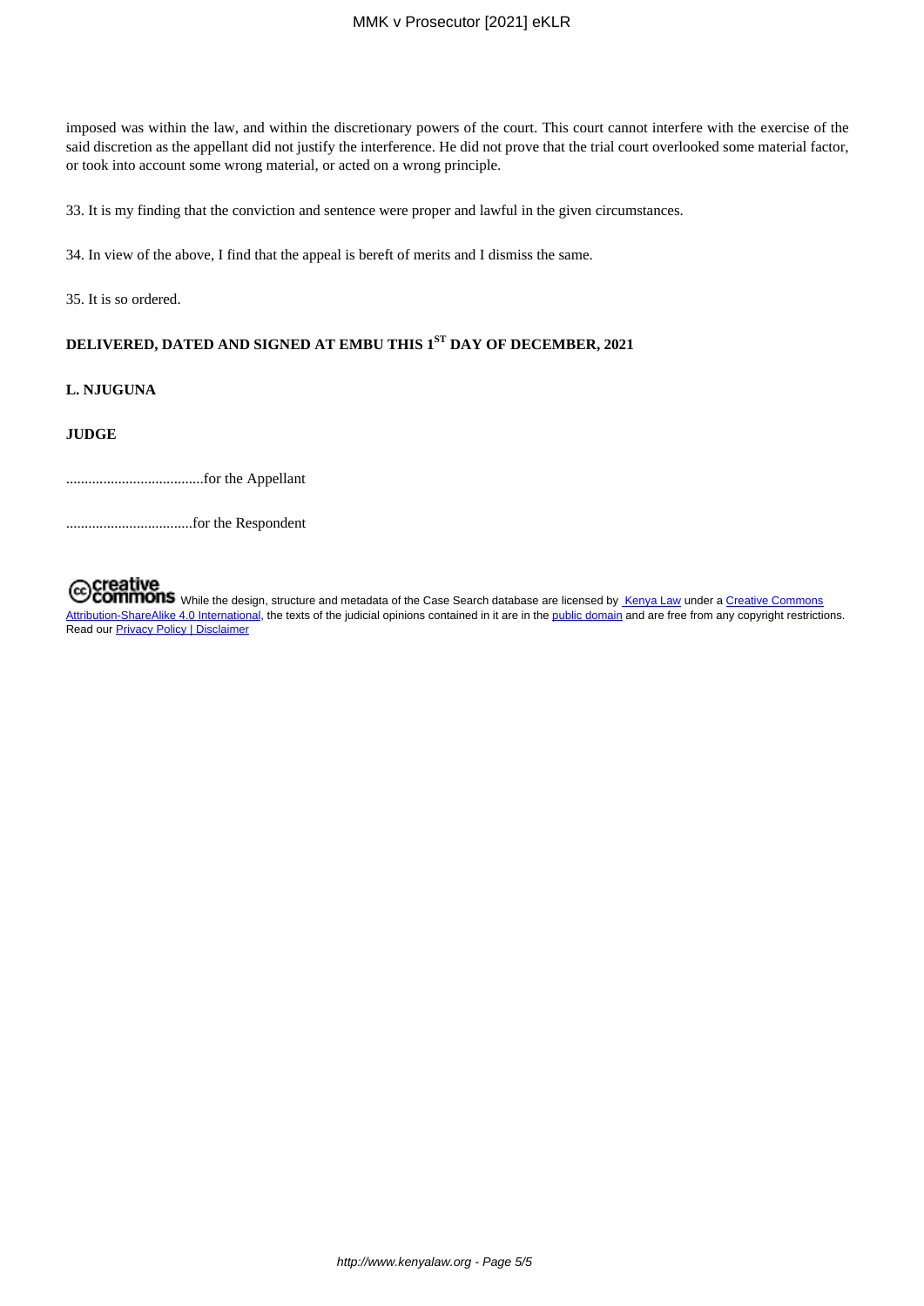imposed was within the law, and within the discretionary powers of the court. This court cannot interfere with the exercise of the said discretion as the appellant did not justify the interference. He did not prove that the trial court overlooked some material factor, or took into account some wrong material, or acted on a wrong principle.

33. It is my finding that the conviction and sentence were proper and lawful in the given circumstances.

34. In view of the above, I find that the appeal is bereft of merits and I dismiss the same.

35. It is so ordered.

**DELIVERED, DATED AND SIGNED AT EMBU THIS 1ST DAY OF DECEMBER, 2021**

**L. NJUGUNA**

**JUDGE**

.....................................for the Appellant

..................................for the Respondent

While the design, structure and metadata of the Case Search database are licensed by Kenya Law under a Creative Commons Attribution-ShareAlike 4.0 International, the texts of the judicial opinions contained in it are in the public domain and are free from any copyright restrictions. Read our Privacy Policy | Disclaimer